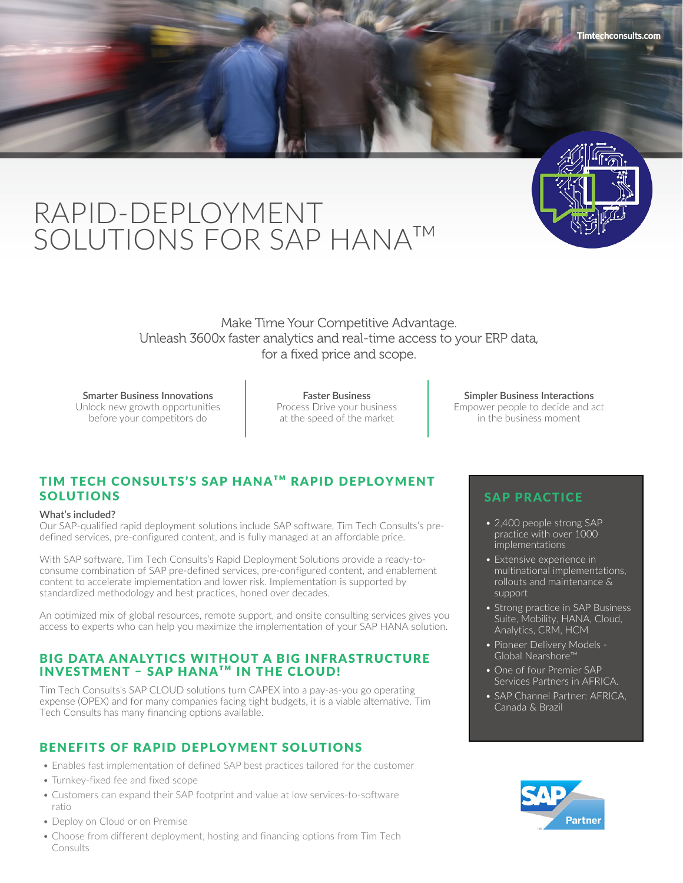Timtechconsults.com

# RAPID-DEPLOYMENT SOLUTIONS FOR SAP HANA™

Make Time Your Competitive Advantage.
Unleash 3600x faster analytics and real-time access to your ERP data, for a fixed price and scope.

**Smarter Business Innovations**
Unlock new growth opportunities before your competitors do

**Faster Business**
Process Drive your business at the speed of the market

**Simpler Business Interactions**
Empower people to decide and act in the business moment

## TIM TECH CONSULTS'S SAP HANA™ RAPID DEPLOYMENT SOLUTIONS

**What's included?**
Our SAP-qualified rapid deployment solutions include SAP software, Tim Tech Consults's pre-defined services, pre-configured content, and is fully managed at an affordable price.

With SAP software, Tim Tech Consults's Rapid Deployment Solutions provide a ready-to-consume combination of SAP pre-defined services, pre-configured content, and enablement content to accelerate implementation and lower risk. Implementation is supported by standardized methodology and best practices, honed over decades.

An optimized mix of global resources, remote support, and onsite consulting services gives you access to experts who can help you maximize the implementation of your SAP HANA solution.

## BIG DATA ANALYTICS WITHOUT A BIG INFRASTRUCTURE INVESTMENT – SAP HANA™ IN THE CLOUD!

Tim Tech Consults's SAP CLOUD solutions turn CAPEX into a pay-as-you go operating expense (OPEX) and for many companies facing tight budgets, it is a viable alternative. Tim Tech Consults has many financing options available.

## BENEFITS OF RAPID DEPLOYMENT SOLUTIONS

- Enables fast implementation of defined SAP best practices tailored for the customer
- Turnkey-fixed fee and fixed scope
- Customers can expand their SAP footprint and value at low services-to-software ratio
- Deploy on Cloud or on Premise
- Choose from different deployment, hosting and financing options from Tim Tech Consults

## SAP PRACTICE

- 2,400 people strong SAP practice with over 1000 implementations
- Extensive experience in multinational implementations, rollouts and maintenance & support
- Strong practice in SAP Business Suite, Mobility, HANA, Cloud, Analytics, CRM, HCM
- Pioneer Delivery Models - Global Nearshore™
- One of four Premier SAP Services Partners in AFRICA.
- SAP Channel Partner: AFRICA, Canada & Brazil

SAP Partner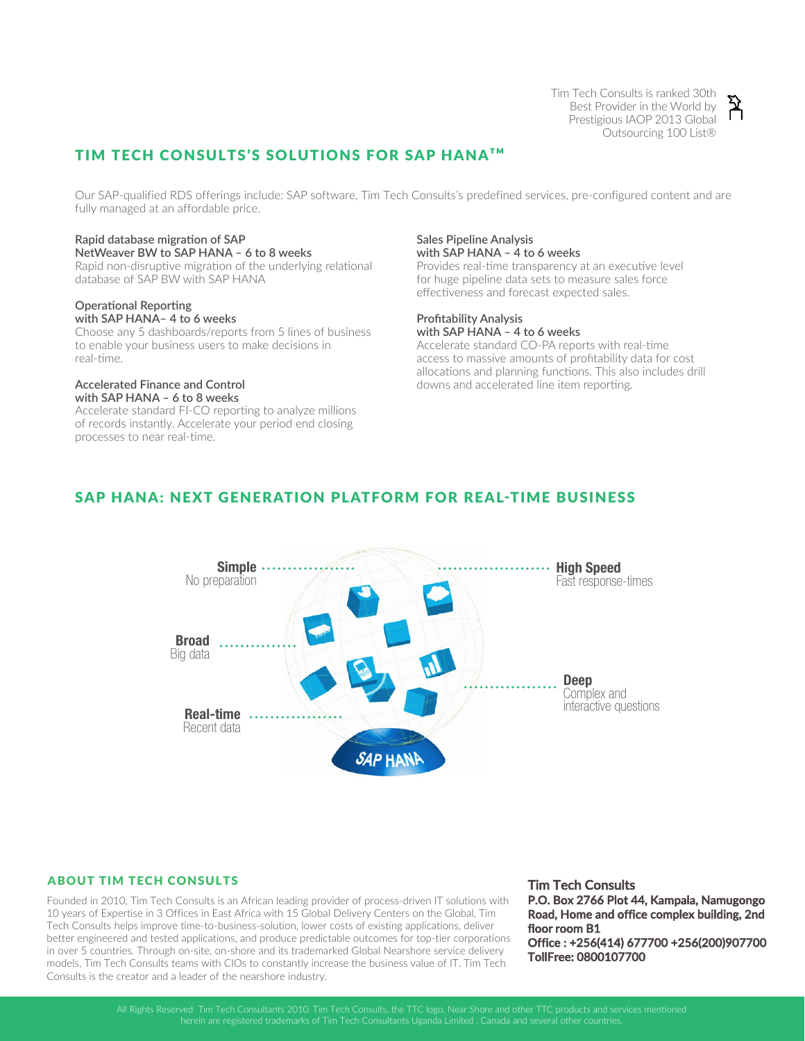Tim Tech Consults is ranked 30th Best Provider in the World by Prestigious IAOP 2013 Global Outsourcing 100 List®

## TIM TECH CONSULTS'S SOLUTIONS FOR SAP HANA™

Our SAP-qualified RDS offerings include: SAP software, Tim Tech Consults's predefined services, pre-configured content and are fully managed at an affordable price.

**Rapid database migration of SAP NetWeaver BW to SAP HANA – 6 to 8 weeks**
Rapid non-disruptive migration of the underlying relational database of SAP BW with SAP HANA

**Operational Reporting with SAP HANA– 4 to 6 weeks**
Choose any 5 dashboards/reports from 5 lines of business to enable your business users to make decisions in real-time.

**Accelerated Finance and Control with SAP HANA – 6 to 8 weeks**
Accelerate standard FI-CO reporting to analyze millions of records instantly. Accelerate your period end closing processes to near real-time.

**Sales Pipeline Analysis with SAP HANA – 4 to 6 weeks**
Provides real-time transparency at an executive level for huge pipeline data sets to measure sales force effectiveness and forecast expected sales.

**Profitability Analysis with SAP HANA – 4 to 6 weeks**
Accelerate standard CO-PA reports with real-time access to massive amounts of profitability data for cost allocations and planning functions. This also includes drill downs and accelerated line item reporting.

## SAP HANA: NEXT GENERATION PLATFORM FOR REAL-TIME BUSINESS

**Simple**
No preparation

**High Speed**
Fast response-times

**Broad**
Big data

**Deep**
Complex and interactive questions

**Real-time**
Recent data

SAP HANA

## ABOUT TIM TECH CONSULTS

Founded in 2010, Tim Tech Consults is an African leading provider of process-driven IT solutions with 10 years of Expertise in 3 Offices in East Africa with 15 Global Delivery Centers on the Global, Tim Tech Consults helps improve time-to-business-solution, lower costs of existing applications, deliver better engineered and tested applications, and produce predictable outcomes for top-tier corporations in over 5 countries. Through on-site, on-shore and its trademarked Global Nearshore service delivery models, Tim Tech Consults teams with CIOs to constantly increase the business value of IT. Tim Tech Consults is the creator and a leader of the nearshore industry.

**Tim Tech Consults**
**P.O. Box 2766 Plot 44, Kampala, Namugongo Road, Home and office complex building, 2nd floor room B1**
**Office : +256(414) 677700 +256(200)907700**
**TollFree: 0800107700**

All Rights Reserved Tim Tech Consultants 2010. Tim Tech Consults, the TTC logo, Near Shore and other TTC products and services mentioned herein are registered trademarks of Tim Tech Consultants Uganda Limited , Canada and several other countries.